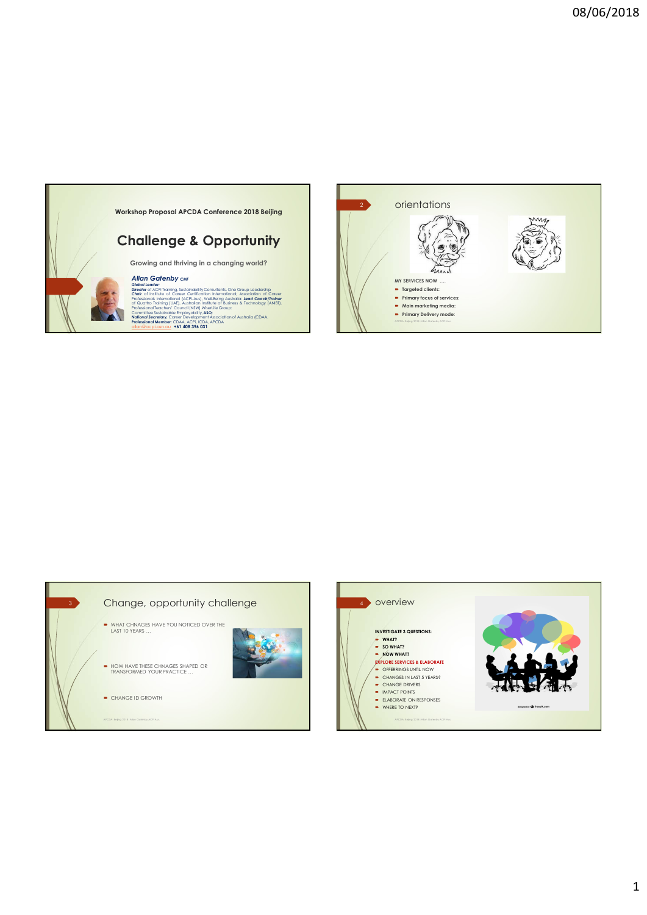## Workshop Proposal APCDA Conference 2018 Beijing

# Challenge & Opportunity

Growing and thriving in a changing world?

***Allan Gatenby*** *CMF*
***Global Leader:***
***Director*** of ACPi Training, Sustainability Consultants, One Group Leadership
***Chair*** of Institute of Career Certification International; Association of Career Professionals International (ACPi-Aus), Well-Being Australia; ***Lead Coach/Trainer*** of Quattro Training (UAE), Australian Institute of Business & Technology (ANIBT), Professional Teachers' Council (NSW) WiserLife Group;
Committee Sustainable Employability, **ASO**;
***National Secretary***, Career Development Association of Australia (CDAA,
**Professional Member**: CDAA, ACPi, ICDA, APCDA
allan@acpi.asn.au **+61 408 396 031**

---

## orientations

MY SERVICES NOW ....

- Targeted clients:
- Primary focus of services:
- Main marketing media:
- Primary Delivery mode:

---

## Change, opportunity challenge

- WHAT CHNAGES HAVE YOU NOTICED OVER THE LAST 10 YEARS …
- HOW HAVE THESE CHNAGES SHAPED OR TRANSFORMED YOUR PRACTICE …
- CHANGE ID GROWTH

---

## overview

**INVESTIGATE 3 QUESTIONS:**

- **WHAT?**
- **SO WHAT?**
- **NOW WHAT?**

**EXPLORE SERVICES & ELABORATE**

- OFFERRINGS UNTIL NOW
- CHANGES IN LAST 5 YEARS?
- CHANGE DRIVERS
- IMPACT POINTS
- ELABORATE ON RESPONSES
- WHERE TO NEXT?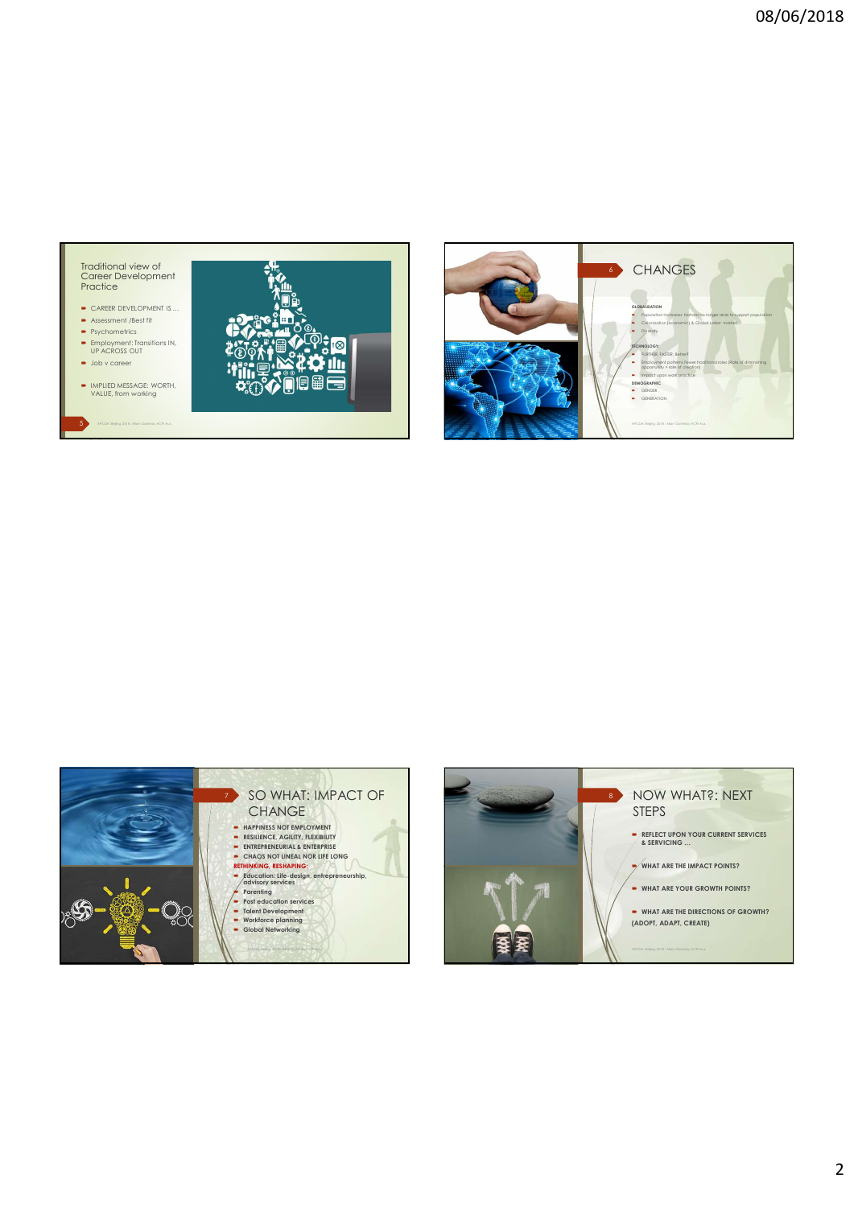## Traditional view of Career Development Practice

- CAREER DEVELOPMENT IS …
- Assessment /Best fit
- Psychometrics
- Employment: Transitions IN, UP ACROSS OUT
- Job v career
- IMPLIED MESSAGE: WORTH, VALUE, from working

## CHANGES

GLOBALISATION

- Population increases: Nations no longer able to support population
- Colonisation (economic) & Global Labor market
- Diversity

TECHNOLOGY:

- FURTHER, FASTER, Better?
- Employment patterns Fewer traditional roles (Rate of diminishing opportunity > rate of creation)
- Impact upon work practice

DEMOGRAPHIC

- GENDER
- GENERATION

## SO WHAT: IMPACT OF CHANGE

- HAPPINESS NOT EMPLOYMENT
- RESILIENCE, AGILITY, FLEXIBILITY
- ENTREPRENEURIAL & ENTERPRISE
- CHAOS NOT LINEAL NOR LIFE LONG

RETHINKING, RESHAPING:

- Education: Life-design, entrepreneurship, advisory services
- Parenting
- Post education services
- Talent Development
- Workforce planning
- Global Networking

## NOW WHAT?: NEXT STEPS

- REFLECT UPON YOUR CURRENT SERVICES & SERVICING …
- WHAT ARE THE IMPACT POINTS?
- WHAT ARE YOUR GROWTH POINTS?
- WHAT ARE THE DIRECTIONS OF GROWTH? (ADOPT, ADAPT, CREATE)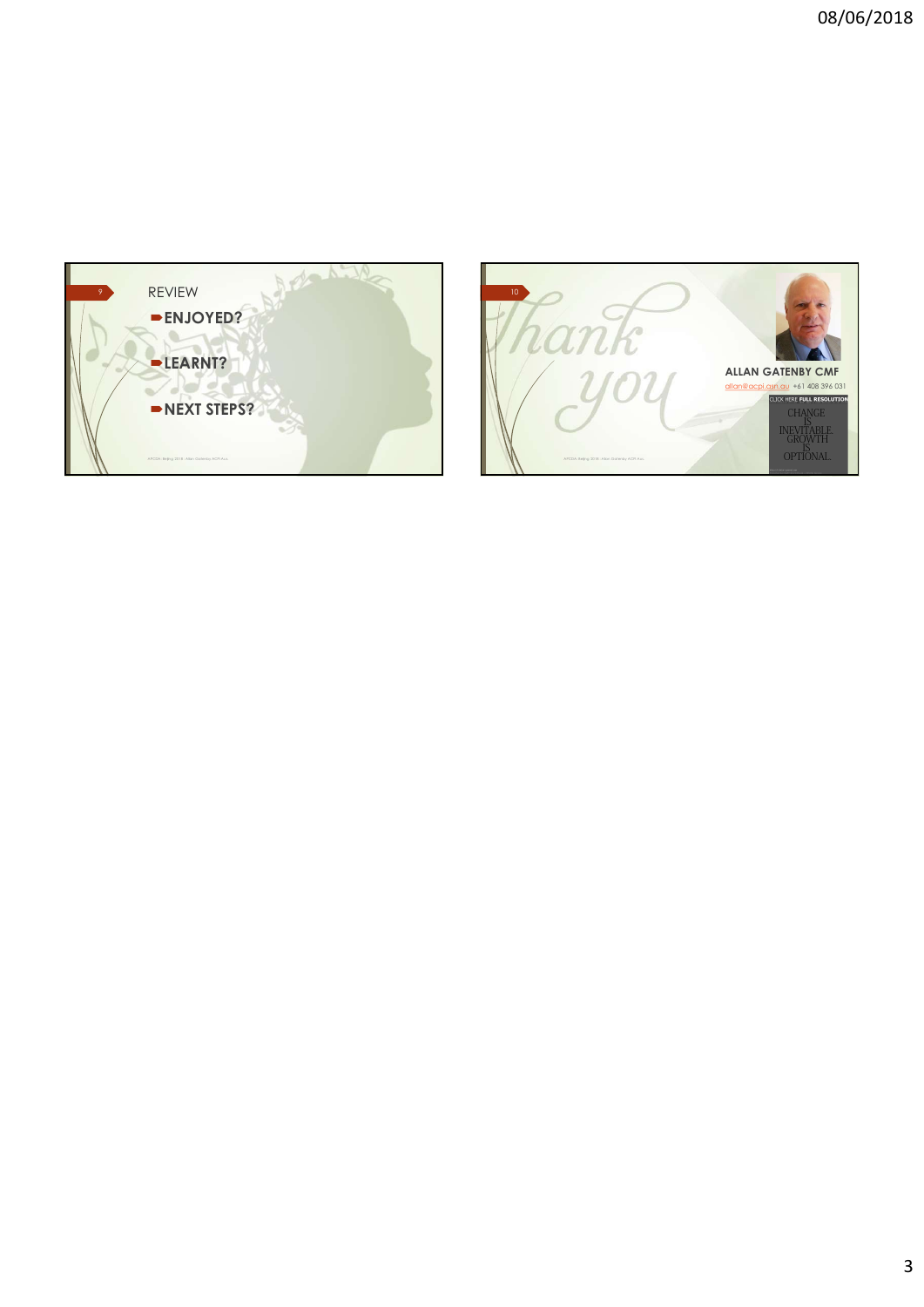## REVIEW

- **ENJOYED?**
- **LEARNT?**
- **NEXT STEPS?**

*Thank you*

**ALLAN GATENBY CMF**

allan@acpl.asn.au +61 408 396 031

CLICK HERE **FULL RESOLUTION**

CHANGE IS INEVITABLE. GROWTH IS OPTIONAL.